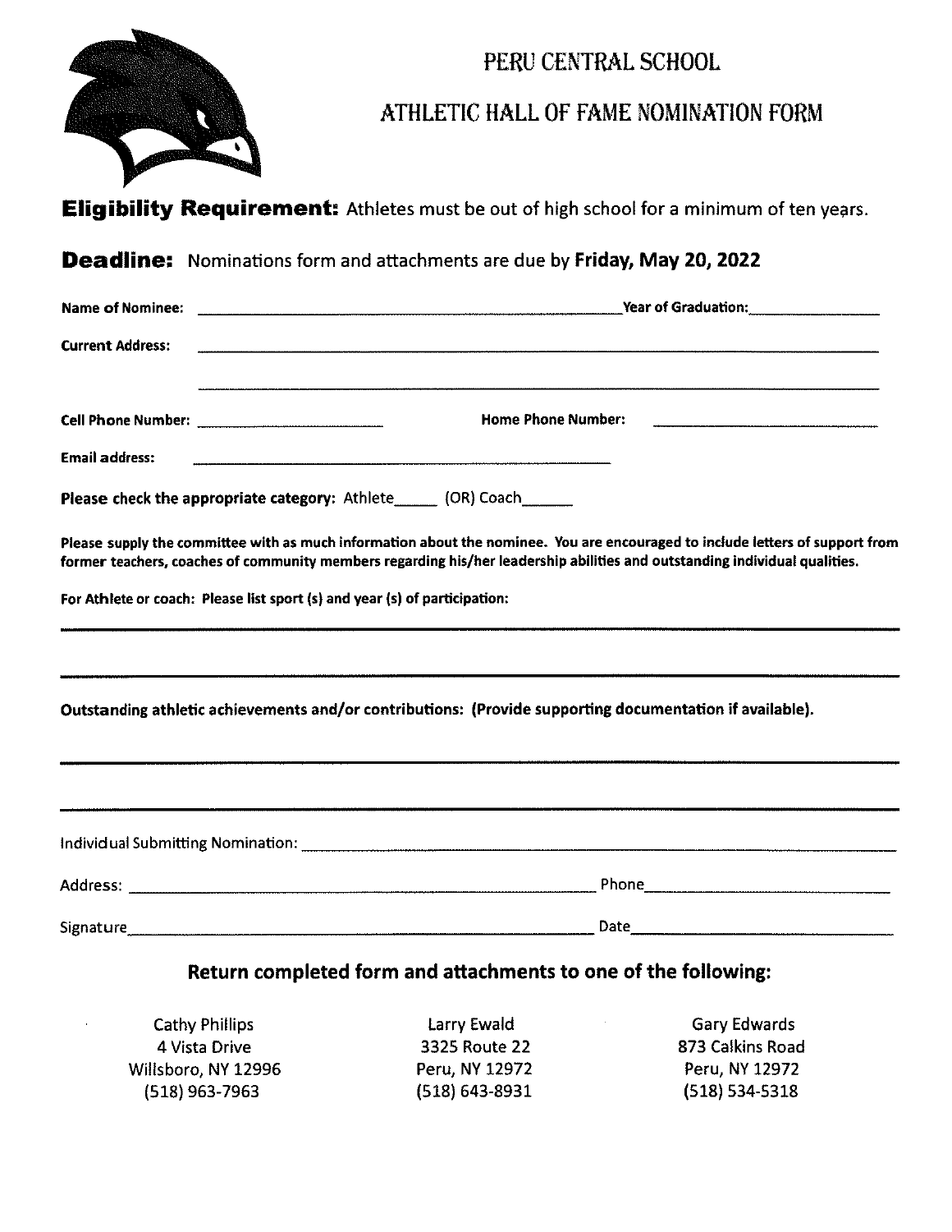# PERU CENTRAL SCHOOL

## ATHLETIC HALL OF FAME NOMINATION FORM

**Eligibility Requirement:** Athletes must be out of high school for a minimum of ten years.

**Deadline:** Nominations form and attachments are due by **Friday, May 20, 2022**

**Name of Nominee:** ______________________________ **Year of Graduation:** __________

**Current Address:** ____________________________________________

____________________________________________

**Cell Phone Number:** ______________ **Home Phone Number:** ______________

**Email address:** ______________________________

**Please check the appropriate category:** Athlete_____ (OR) Coach______

**Please supply the committee with as much information about the nominee. You are encouraged to include letters of support from former teachers, coaches of community members regarding his/her leadership abilities and outstanding individual qualities.**

**For Athlete or coach: Please list sport (s) and year (s) of participation:**

____________________________________________

____________________________________________

**Outstanding athletic achievements and/or contributions: (Provide supporting documentation if available).**

____________________________________________

____________________________________________

Individual Submitting Nomination: ______________________________

Address: ______________________________ Phone______________

Signature______________________________ Date______________

### Return completed form and attachments to one of the following:

Cathy Phillips
4 Vista Drive
Willsboro, NY 12996
(518) 963-7963

Larry Ewald
3325 Route 22
Peru, NY 12972
(518) 643-8931

Gary Edwards
873 Calkins Road
Peru, NY 12972
(518) 534-5318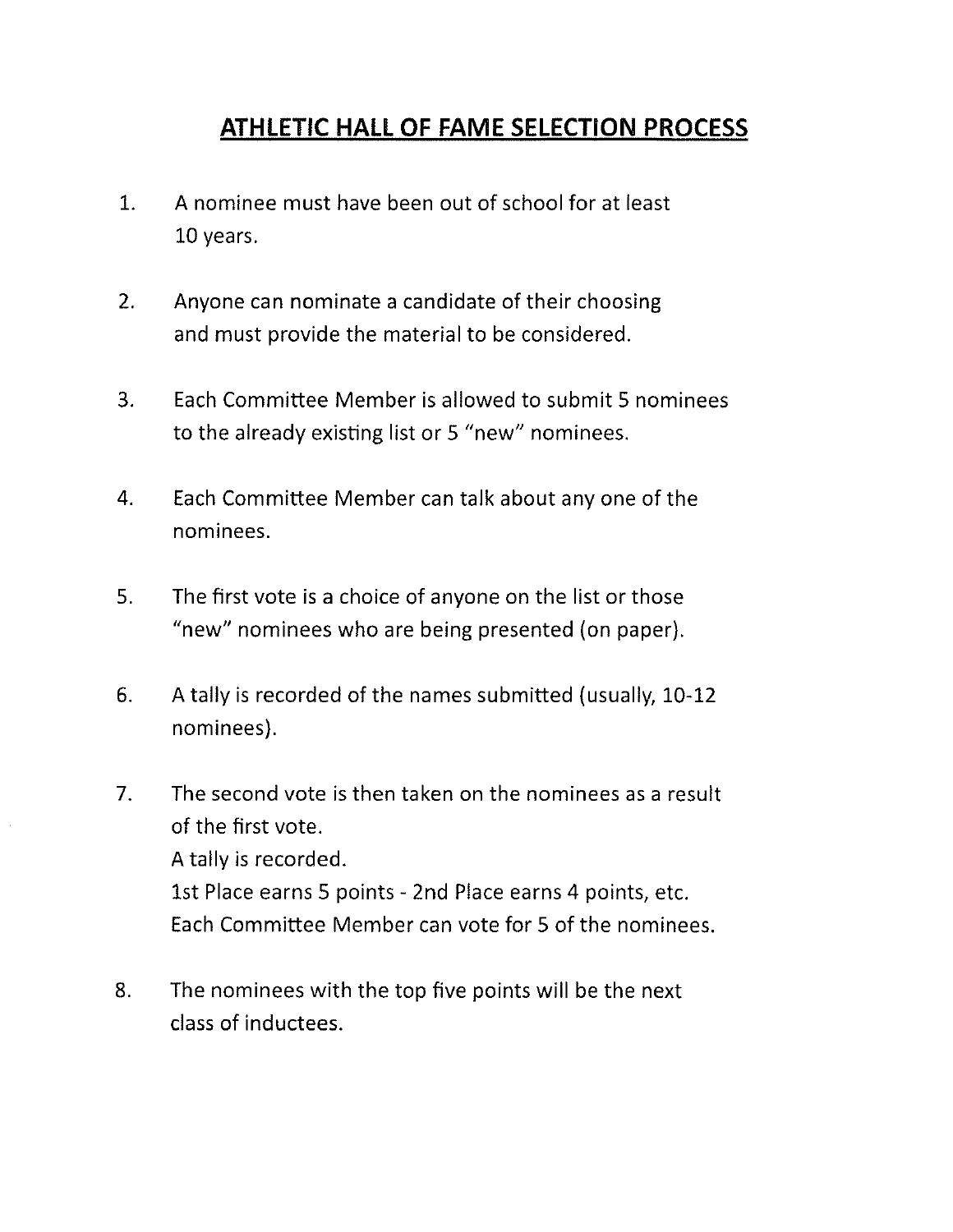# ATHLETIC HALL OF FAME SELECTION PROCESS

1. A nominee must have been out of school for at least 10 years.

2. Anyone can nominate a candidate of their choosing and must provide the material to be considered.

3. Each Committee Member is allowed to submit 5 nominees to the already existing list or 5 "new" nominees.

4. Each Committee Member can talk about any one of the nominees.

5. The first vote is a choice of anyone on the list or those "new" nominees who are being presented (on paper).

6. A tally is recorded of the names submitted (usually, 10-12 nominees).

7. The second vote is then taken on the nominees as a result of the first vote.
   A tally is recorded.
   1st Place earns 5 points - 2nd Place earns 4 points, etc.
   Each Committee Member can vote for 5 of the nominees.

8. The nominees with the top five points will be the next class of inductees.